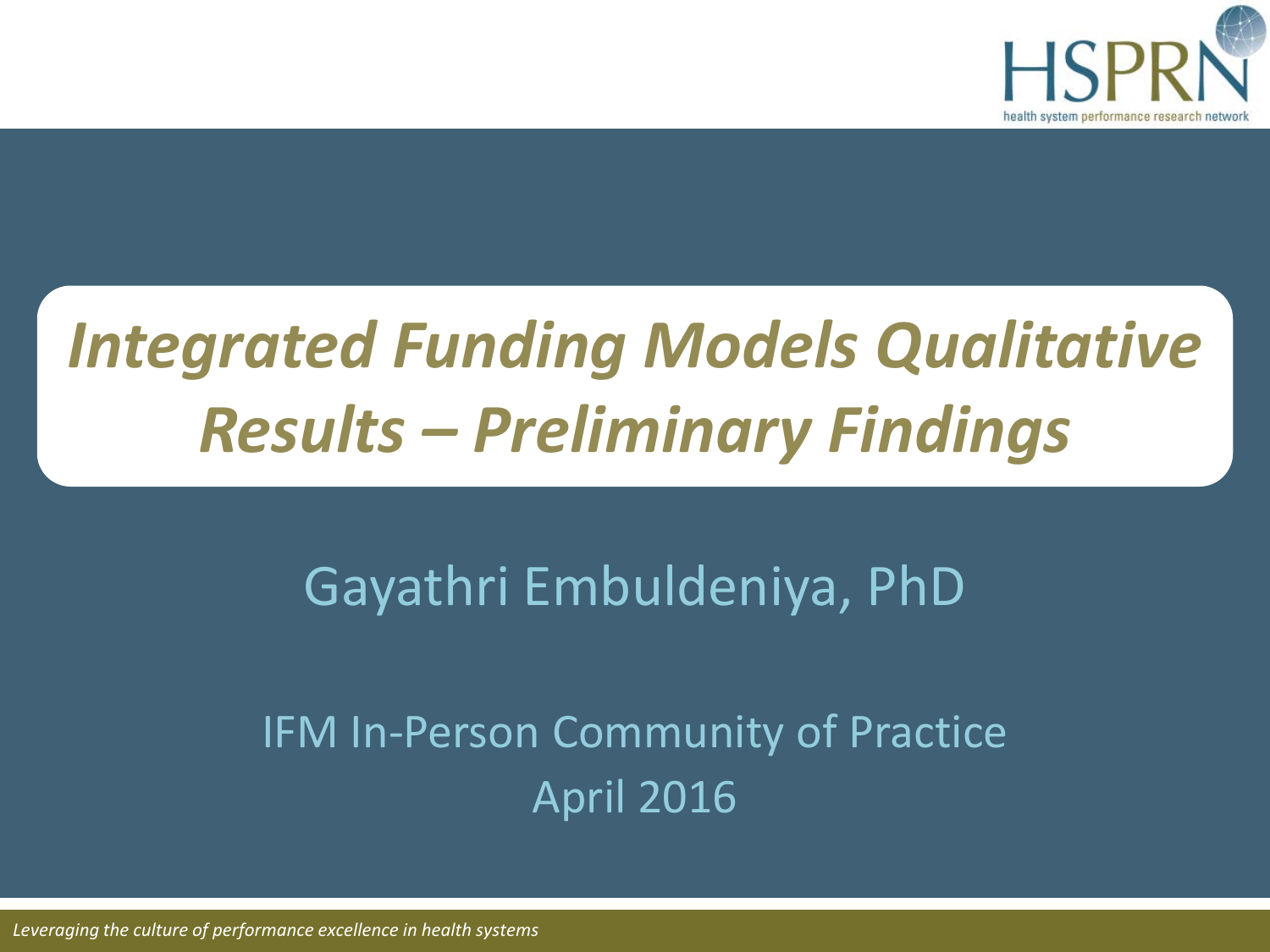# *Integrated Funding Models Qualitative Results – Preliminary Findings*

Gayathri Embuldeniya, PhD

IFM In-Person Community of Practice
April 2016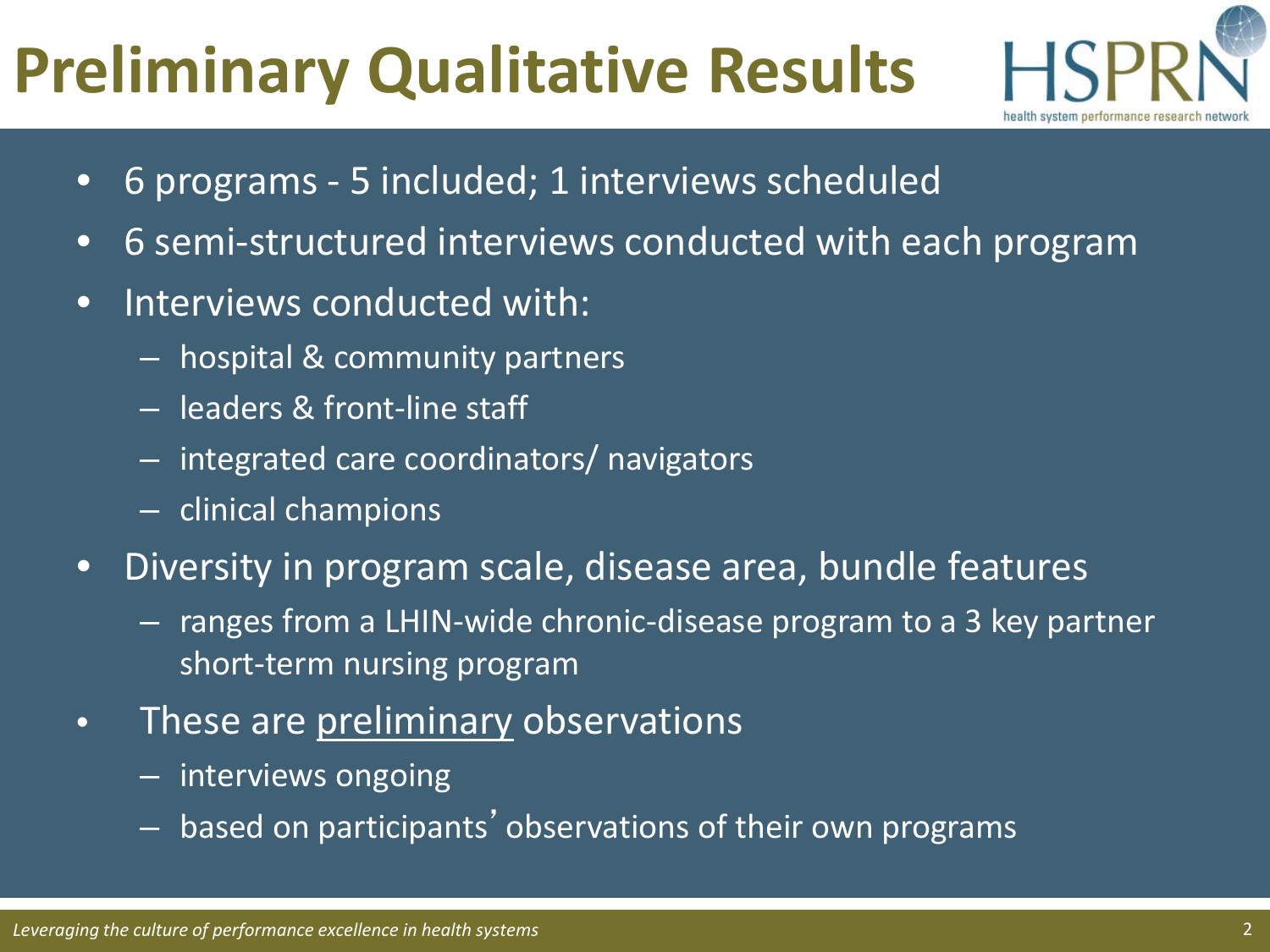# Preliminary Qualitative Results

- 6 programs - 5 included; 1 interviews scheduled
- 6 semi-structured interviews conducted with each program
- Interviews conducted with:
  - hospital & community partners
  - leaders & front-line staff
  - integrated care coordinators/ navigators
  - clinical champions
- Diversity in program scale, disease area, bundle features
  - ranges from a LHIN-wide chronic-disease program to a 3 key partner short-term nursing program
- These are preliminary observations
  - interviews ongoing
  - based on participants' observations of their own programs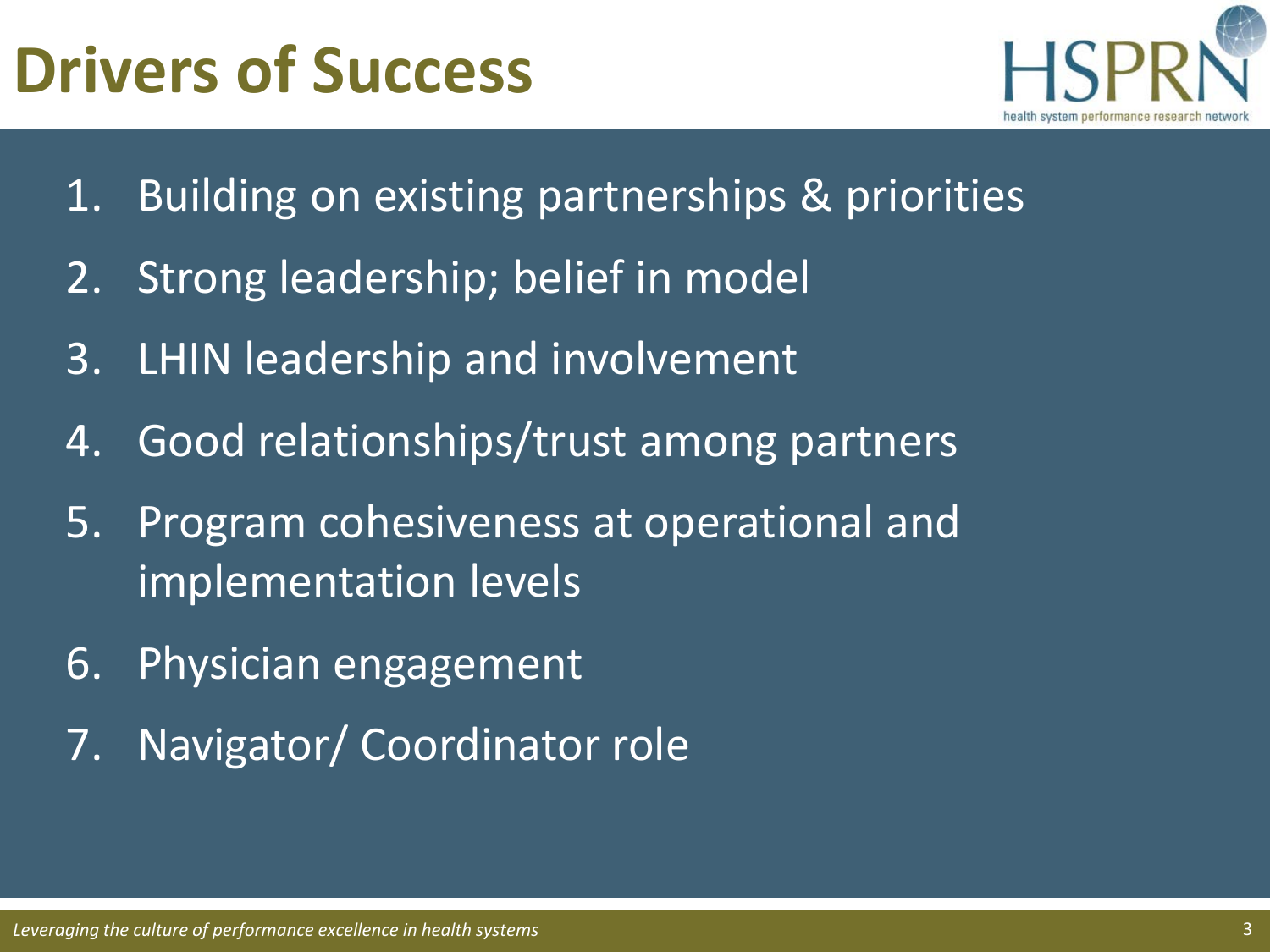# Drivers of Success

1. Building on existing partnerships & priorities
2. Strong leadership; belief in model
3. LHIN leadership and involvement
4. Good relationships/trust among partners
5. Program cohesiveness at operational and implementation levels
6. Physician engagement
7. Navigator/ Coordinator role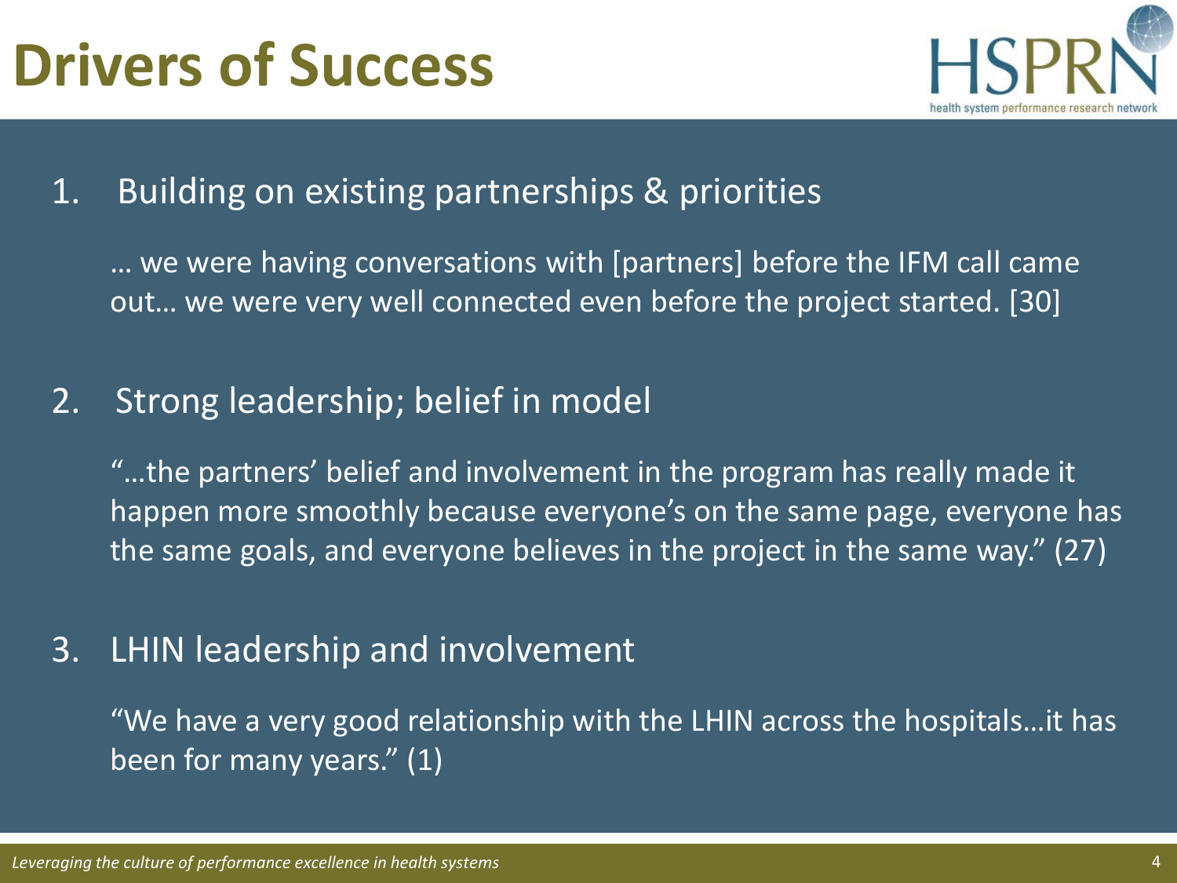# Drivers of Success

1. Building on existing partnerships & priorities

   … we were having conversations with [partners] before the IFM call came out… we were very well connected even before the project started. [30]

2. Strong leadership; belief in model

   "…the partners' belief and involvement in the program has really made it happen more smoothly because everyone's on the same page, everyone has the same goals, and everyone believes in the project in the same way." (27)

3. LHIN leadership and involvement

   "We have a very good relationship with the LHIN across the hospitals…it has been for many years." (1)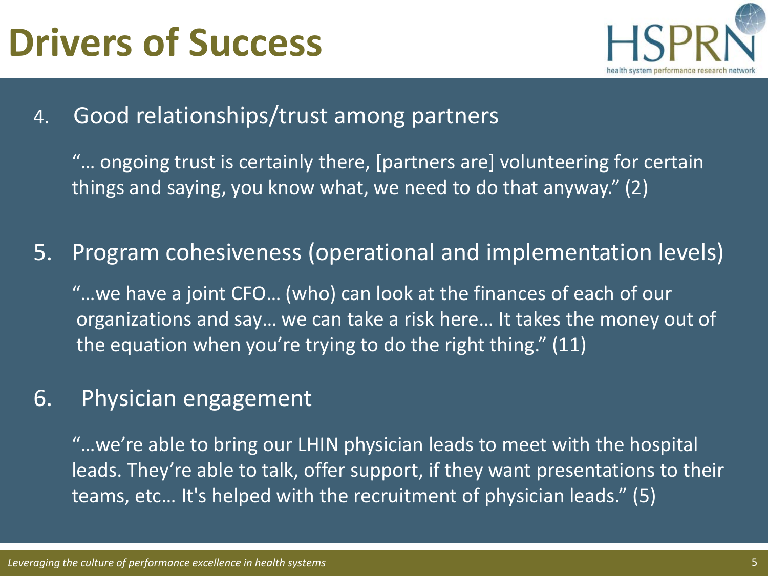# Drivers of Success

4. Good relationships/trust among partners

   "… ongoing trust is certainly there, [partners are] volunteering for certain things and saying, you know what, we need to do that anyway." (2)

5. Program cohesiveness (operational and implementation levels)

   "…we have a joint CFO… (who) can look at the finances of each of our organizations and say… we can take a risk here… It takes the money out of the equation when you're trying to do the right thing." (11)

6. Physician engagement

   "…we're able to bring our LHIN physician leads to meet with the hospital leads. They're able to talk, offer support, if they want presentations to their teams, etc… It's helped with the recruitment of physician leads." (5)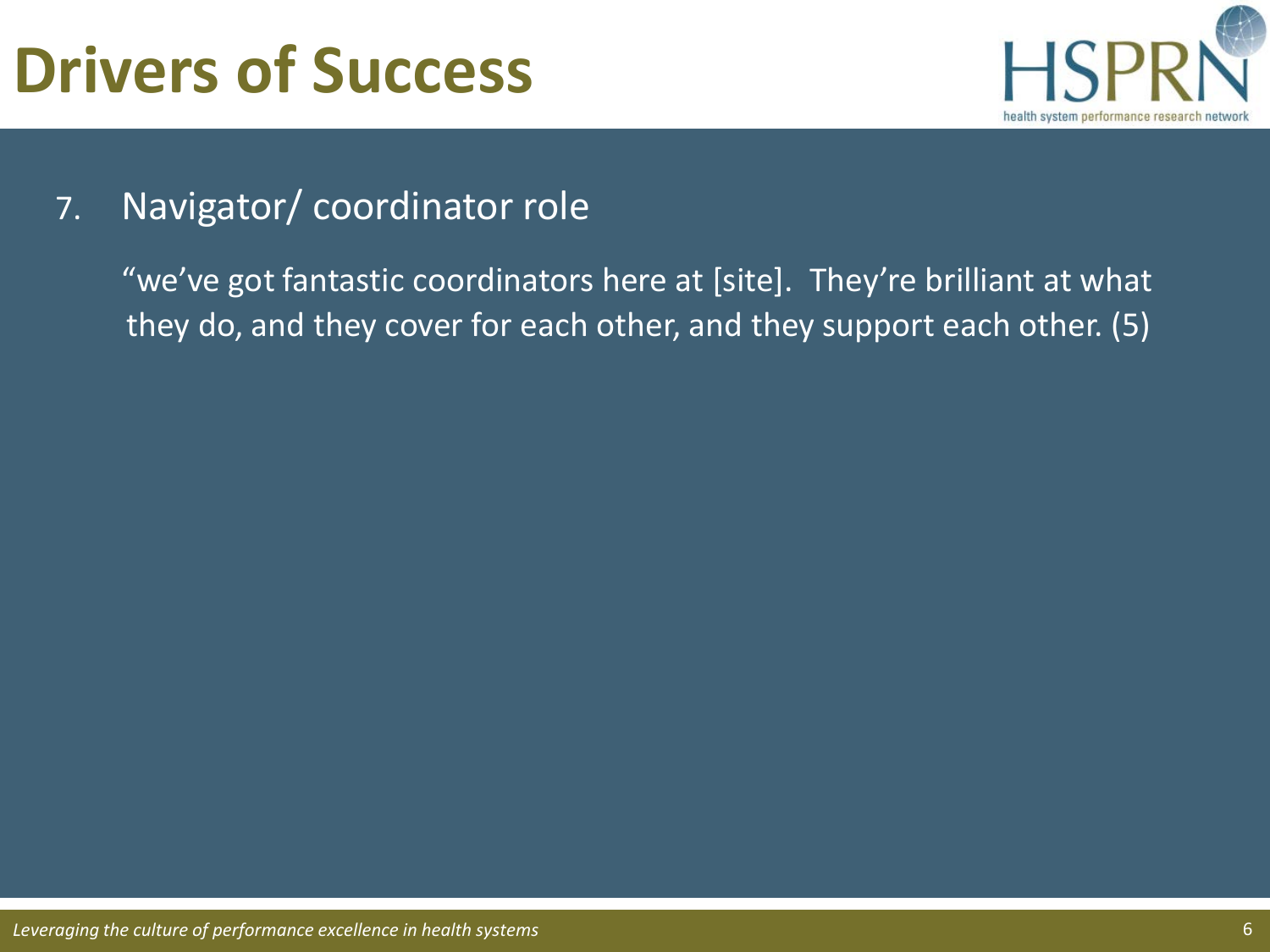# Drivers of Success

7. Navigator/ coordinator role

   "we've got fantastic coordinators here at [site]. They're brilliant at what they do, and they cover for each other, and they support each other. (5)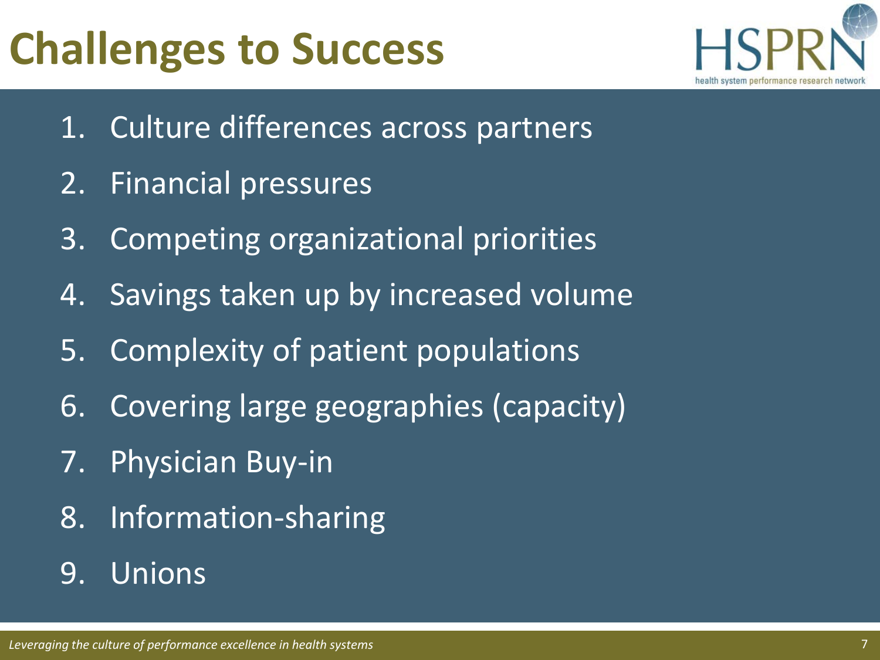# Challenges to Success

1. Culture differences across partners
2. Financial pressures
3. Competing organizational priorities
4. Savings taken up by increased volume
5. Complexity of patient populations
6. Covering large geographies (capacity)
7. Physician Buy-in
8. Information-sharing
9. Unions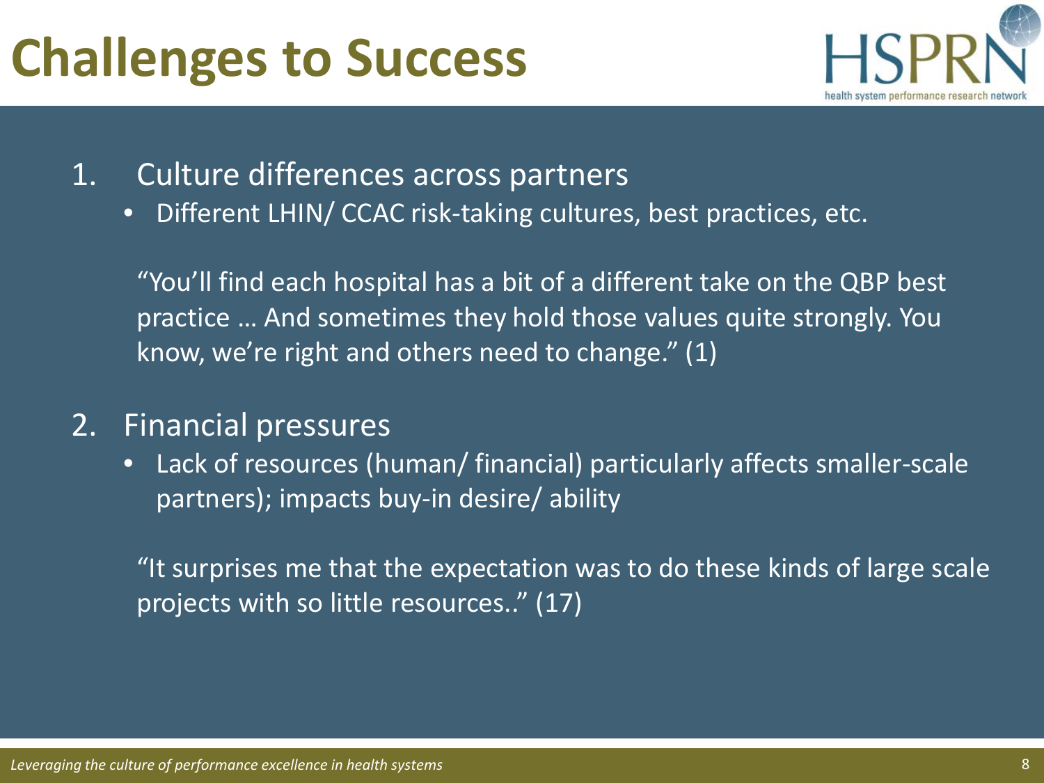# Challenges to Success

1. Culture differences across partners
   - Different LHIN/ CCAC risk-taking cultures, best practices, etc.

   "You'll find each hospital has a bit of a different take on the QBP best practice … And sometimes they hold those values quite strongly. You know, we're right and others need to change." (1)

2. Financial pressures
   - Lack of resources (human/ financial) particularly affects smaller-scale partners); impacts buy-in desire/ ability

   "It surprises me that the expectation was to do these kinds of large scale projects with so little resources.." (17)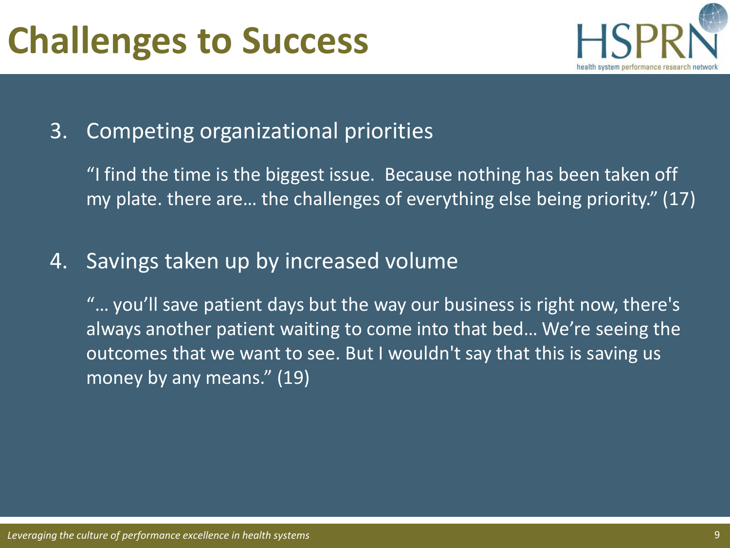# Challenges to Success

3. Competing organizational priorities

   "I find the time is the biggest issue.  Because nothing has been taken off my plate. there are… the challenges of everything else being priority." (17)

4. Savings taken up by increased volume

   "… you'll save patient days but the way our business is right now, there's always another patient waiting to come into that bed… We're seeing the outcomes that we want to see. But I wouldn't say that this is saving us money by any means." (19)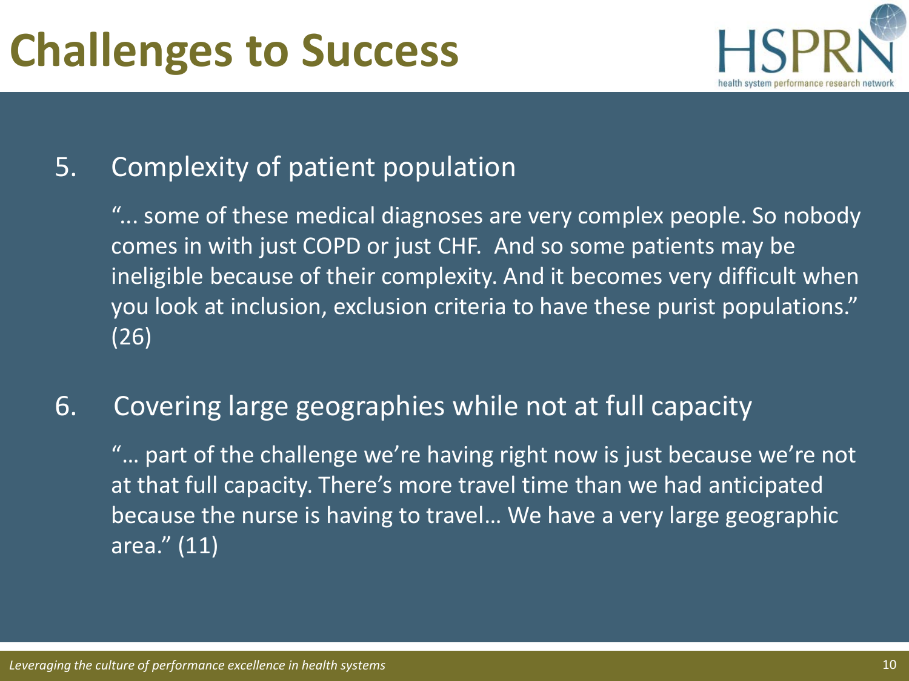# Challenges to Success

5. Complexity of patient population

   "... some of these medical diagnoses are very complex people. So nobody comes in with just COPD or just CHF. And so some patients may be ineligible because of their complexity. And it becomes very difficult when you look at inclusion, exclusion criteria to have these purist populations." (26)

6. Covering large geographies while not at full capacity

   "… part of the challenge we're having right now is just because we're not at that full capacity. There's more travel time than we had anticipated because the nurse is having to travel… We have a very large geographic area." (11)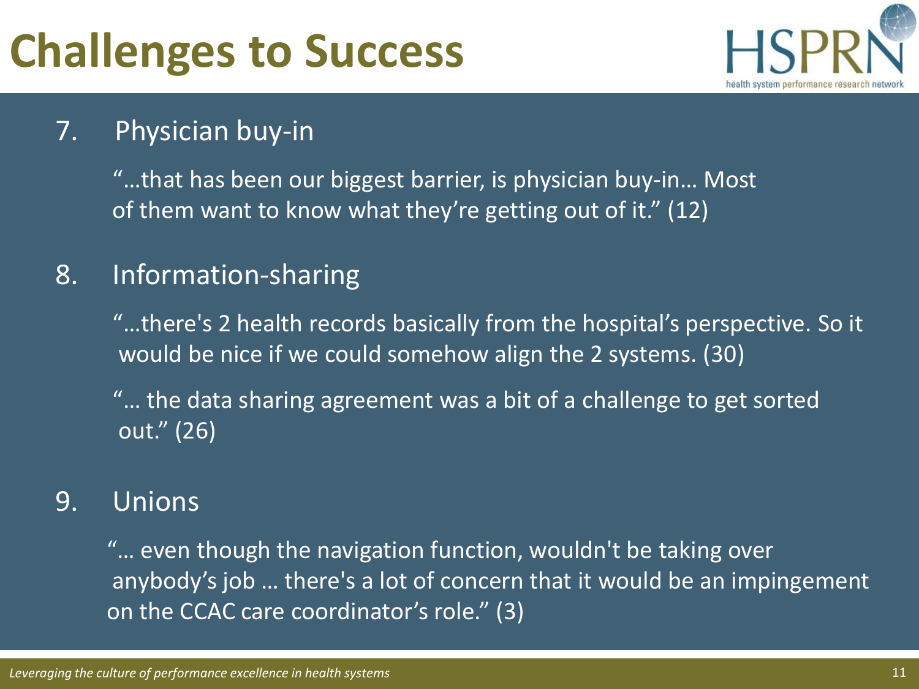# Challenges to Success

7. Physician buy-in

   "…that has been our biggest barrier, is physician buy-in… Most of them want to know what they're getting out of it." (12)

8. Information-sharing

   "…there's 2 health records basically from the hospital's perspective. So it would be nice if we could somehow align the 2 systems. (30)

   "… the data sharing agreement was a bit of a challenge to get sorted out." (26)

9. Unions

   "… even though the navigation function, wouldn't be taking over anybody's job … there's a lot of concern that it would be an impingement on the CCAC care coordinator's role." (3)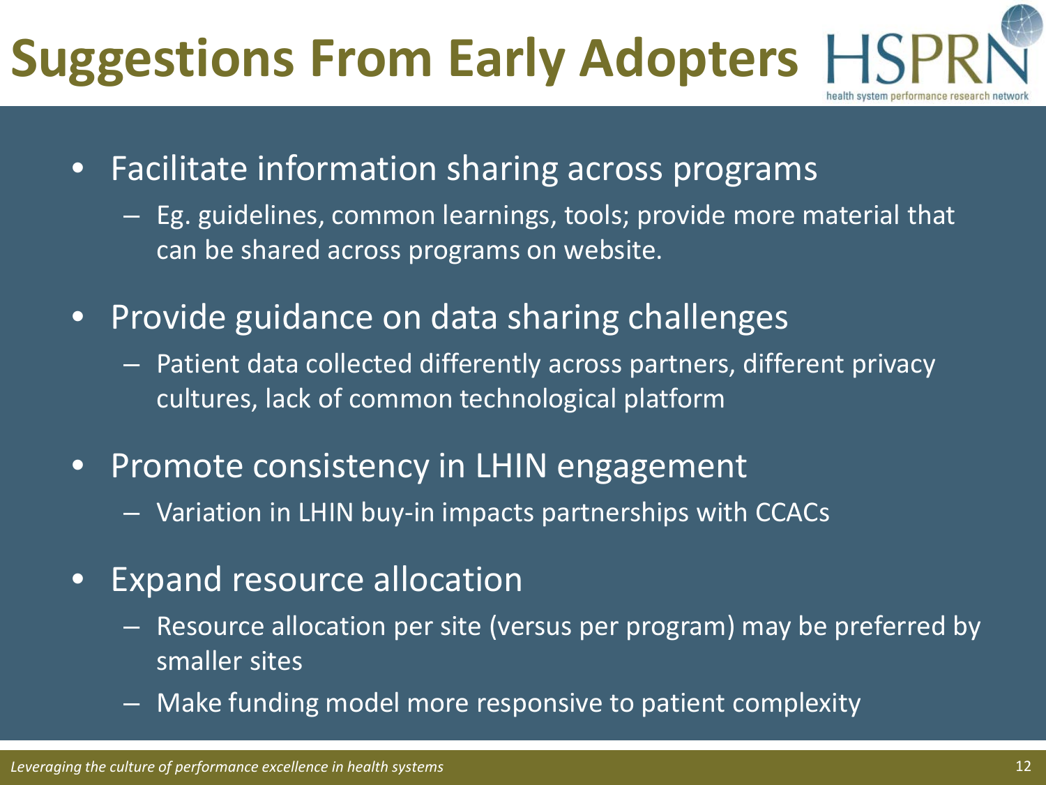# Suggestions From Early Adopters

- Facilitate information sharing across programs
  - Eg. guidelines, common learnings, tools; provide more material that can be shared across programs on website.
- Provide guidance on data sharing challenges
  - Patient data collected differently across partners, different privacy cultures, lack of common technological platform
- Promote consistency in LHIN engagement
  - Variation in LHIN buy-in impacts partnerships with CCACs
- Expand resource allocation
  - Resource allocation per site (versus per program) may be preferred by smaller sites
  - Make funding model more responsive to patient complexity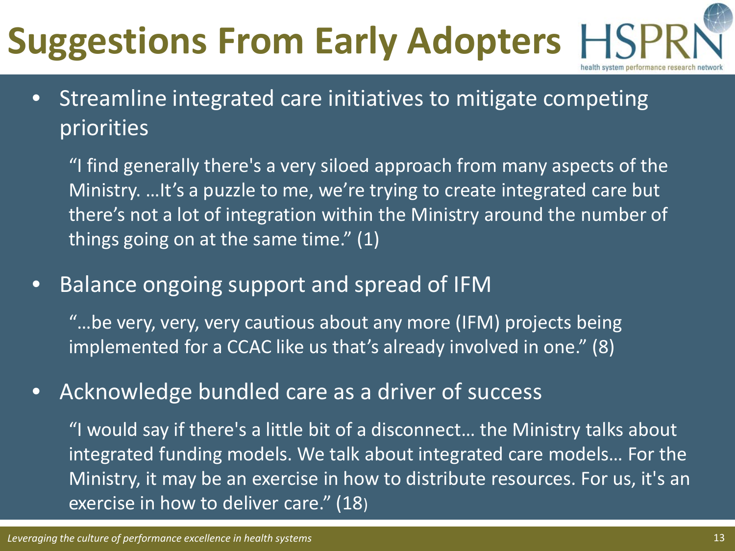# Suggestions From Early Adopters

- Streamline integrated care initiatives to mitigate competing priorities

  "I find generally there's a very siloed approach from many aspects of the Ministry. …It's a puzzle to me, we're trying to create integrated care but there's not a lot of integration within the Ministry around the number of things going on at the same time." (1)

- Balance ongoing support and spread of IFM

  "…be very, very, very cautious about any more (IFM) projects being implemented for a CCAC like us that's already involved in one." (8)

- Acknowledge bundled care as a driver of success

  "I would say if there's a little bit of a disconnect… the Ministry talks about integrated funding models. We talk about integrated care models… For the Ministry, it may be an exercise in how to distribute resources. For us, it's an exercise in how to deliver care." (18)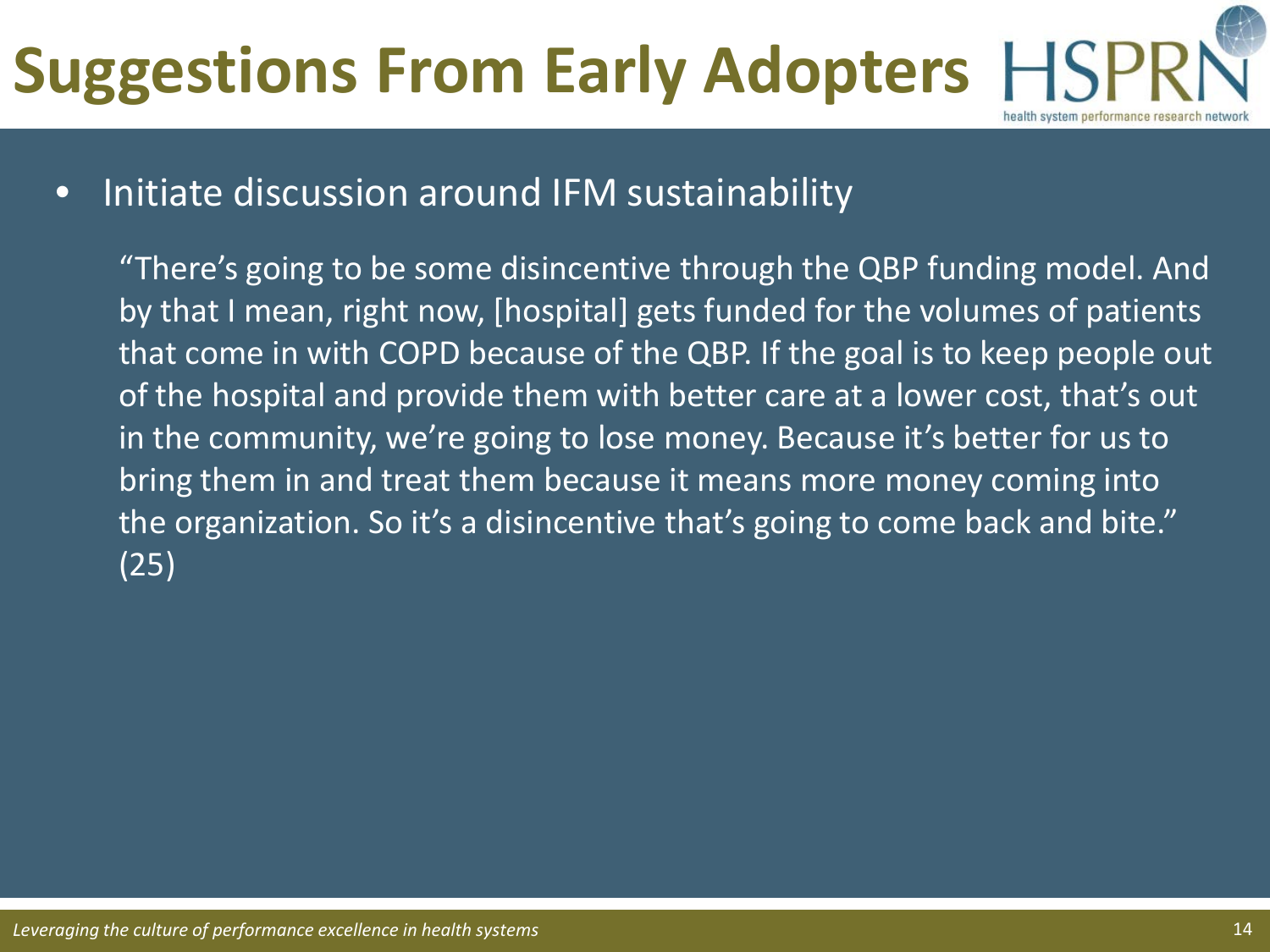# Suggestions From Early Adopters

- Initiate discussion around IFM sustainability

  "There's going to be some disincentive through the QBP funding model. And by that I mean, right now, [hospital] gets funded for the volumes of patients that come in with COPD because of the QBP. If the goal is to keep people out of the hospital and provide them with better care at a lower cost, that's out in the community, we're going to lose money. Because it's better for us to bring them in and treat them because it means more money coming into the organization. So it's a disincentive that's going to come back and bite." (25)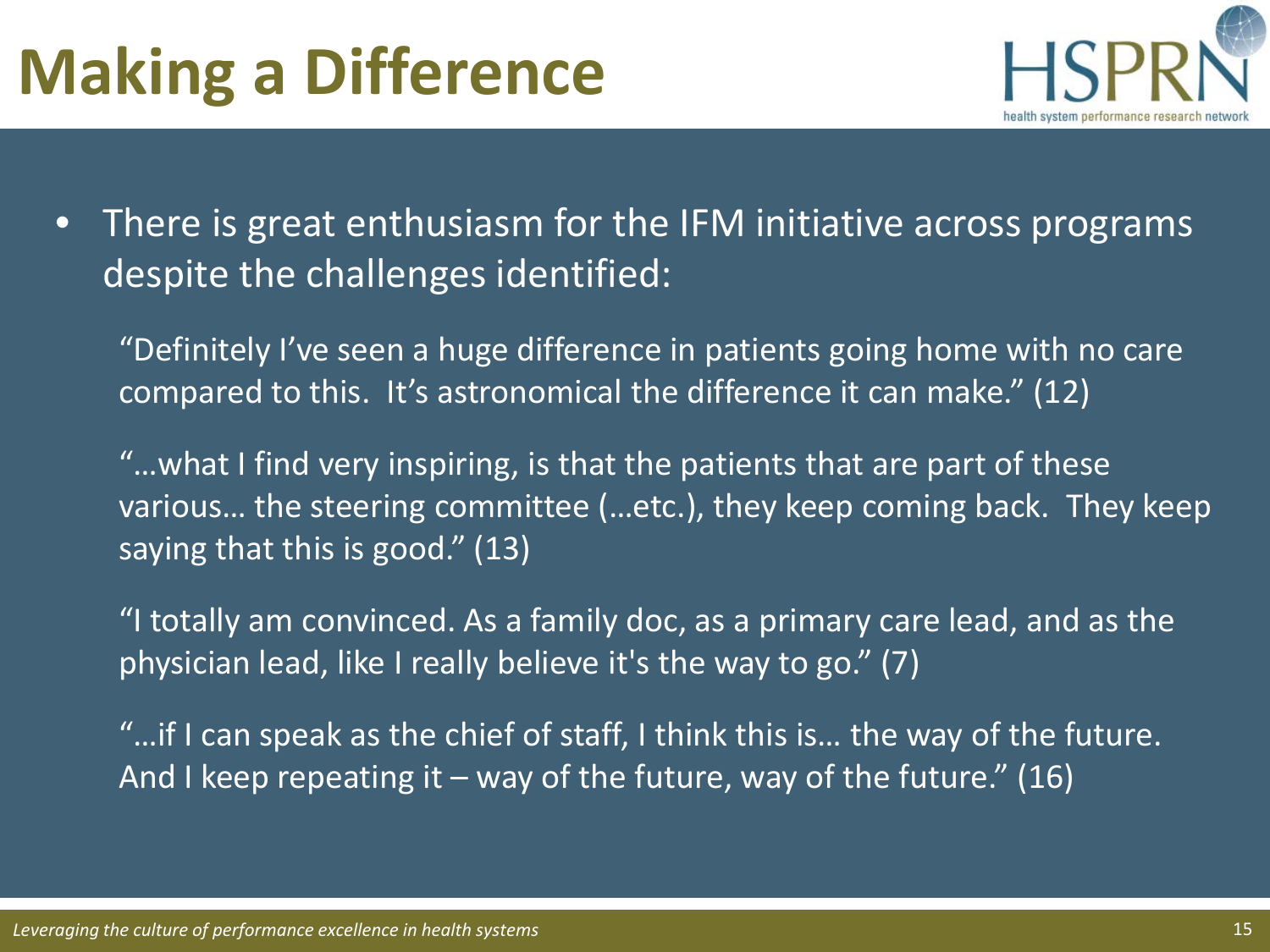# Making a Difference

- There is great enthusiasm for the IFM initiative across programs despite the challenges identified:

"Definitely I've seen a huge difference in patients going home with no care compared to this. It's astronomical the difference it can make." (12)

"…what I find very inspiring, is that the patients that are part of these various… the steering committee (…etc.), they keep coming back. They keep saying that this is good." (13)

"I totally am convinced. As a family doc, as a primary care lead, and as the physician lead, like I really believe it's the way to go." (7)

"…if I can speak as the chief of staff, I think this is… the way of the future. And I keep repeating it – way of the future, way of the future." (16)